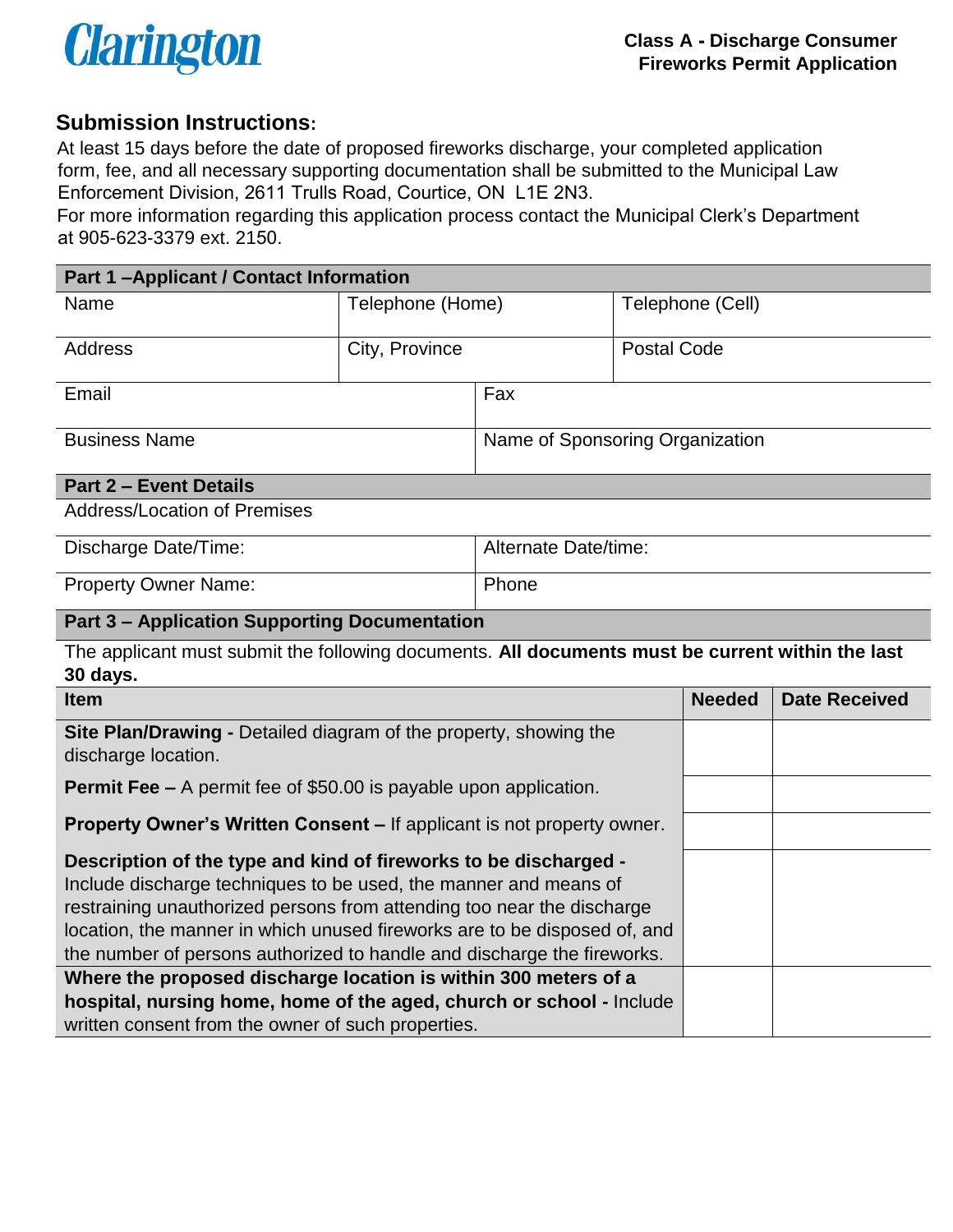Clarington

**Class A - Discharge Consumer Fireworks Permit Application**

## Submission Instructions:

At least 15 days before the date of proposed fireworks discharge, your completed application form, fee, and all necessary supporting documentation shall be submitted to the Municipal Law Enforcement Division, 2611 Trulls Road, Courtice, ON L1E 2N3.

For more information regarding this application process contact the Municipal Clerk's Department at 905-623-3379 ext. 2150.

| **Part 1 –Applicant / Contact Information** | | |
|---|---|---|
| Name | Telephone (Home) | Telephone (Cell) |
| Address | City, Province | Postal Code |
| Email | Fax | |
| Business Name | Name of Sponsoring Organization | |

| **Part 2 – Event Details** | |
|---|---|
| Address/Location of Premises | |
| Discharge Date/Time: | Alternate Date/time: |
| Property Owner Name: | Phone |

**Part 3 – Application Supporting Documentation**

The applicant must submit the following documents. **All documents must be current within the last 30 days.**

| Item | Needed | Date Received |
|---|---|---|
| **Site Plan/Drawing -** Detailed diagram of the property, showing the discharge location. | | |
| **Permit Fee –** A permit fee of $50.00 is payable upon application. | | |
| **Property Owner's Written Consent –** If applicant is not property owner. | | |
| **Description of the type and kind of fireworks to be discharged -** Include discharge techniques to be used, the manner and means of restraining unauthorized persons from attending too near the discharge location, the manner in which unused fireworks are to be disposed of, and the number of persons authorized to handle and discharge the fireworks. | | |
| **Where the proposed discharge location is within 300 meters of a hospital, nursing home, home of the aged, church or school -** Include written consent from the owner of such properties. | | |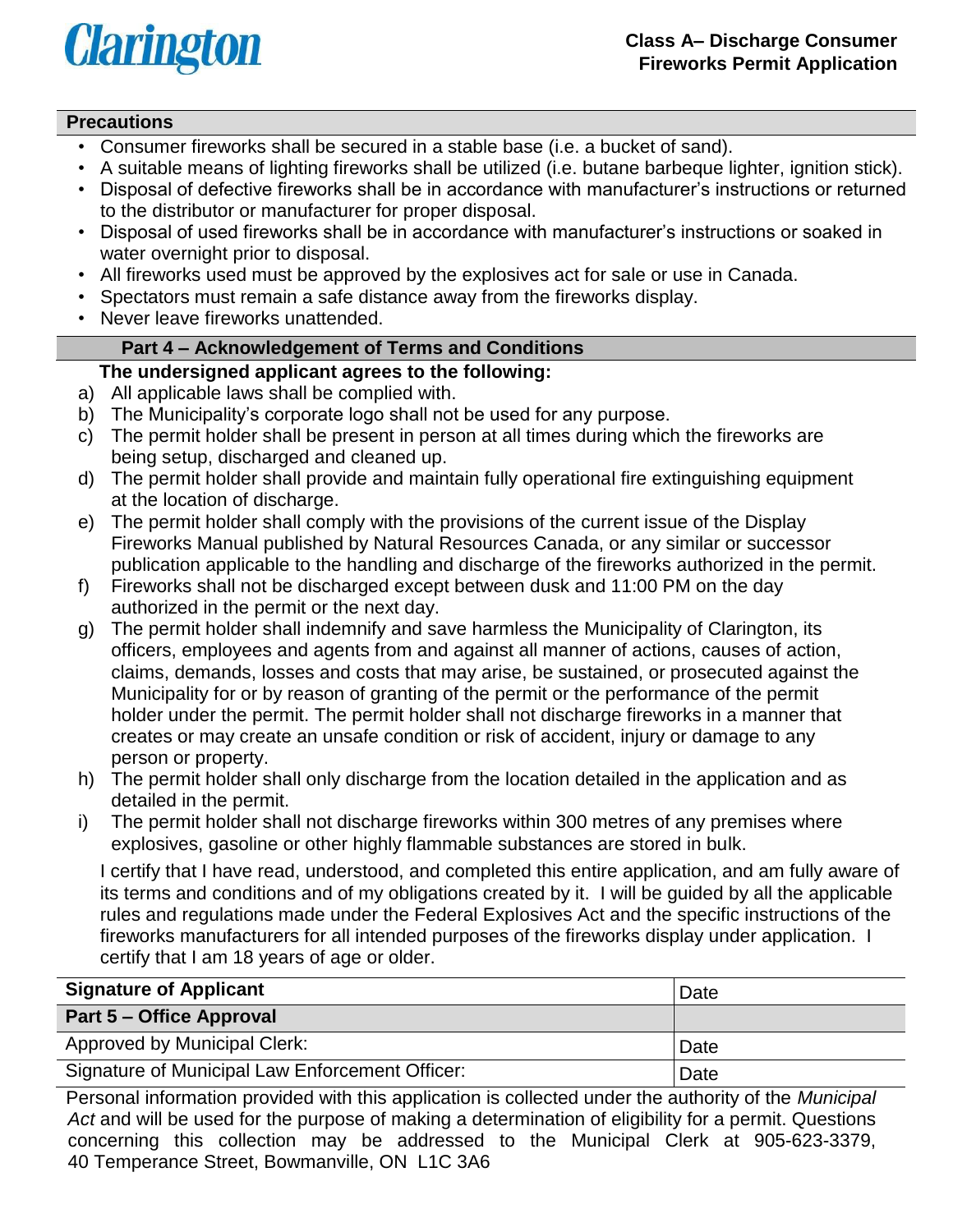Clarington

**Class A– Discharge Consumer Fireworks Permit Application**

## Precautions

- Consumer fireworks shall be secured in a stable base (i.e. a bucket of sand).
- A suitable means of lighting fireworks shall be utilized (i.e. butane barbeque lighter, ignition stick).
- Disposal of defective fireworks shall be in accordance with manufacturer's instructions or returned to the distributor or manufacturer for proper disposal.
- Disposal of used fireworks shall be in accordance with manufacturer's instructions or soaked in water overnight prior to disposal.
- All fireworks used must be approved by the explosives act for sale or use in Canada.
- Spectators must remain a safe distance away from the fireworks display.
- Never leave fireworks unattended.

## Part 4 – Acknowledgement of Terms and Conditions

**The undersigned applicant agrees to the following:**

a) All applicable laws shall be complied with.

b) The Municipality's corporate logo shall not be used for any purpose.

c) The permit holder shall be present in person at all times during which the fireworks are being setup, discharged and cleaned up.

d) The permit holder shall provide and maintain fully operational fire extinguishing equipment at the location of discharge.

e) The permit holder shall comply with the provisions of the current issue of the Display Fireworks Manual published by Natural Resources Canada, or any similar or successor publication applicable to the handling and discharge of the fireworks authorized in the permit.

f) Fireworks shall not be discharged except between dusk and 11:00 PM on the day authorized in the permit or the next day.

g) The permit holder shall indemnify and save harmless the Municipality of Clarington, its officers, employees and agents from and against all manner of actions, causes of action, claims, demands, losses and costs that may arise, be sustained, or prosecuted against the Municipality for or by reason of granting of the permit or the performance of the permit holder under the permit. The permit holder shall not discharge fireworks in a manner that creates or may create an unsafe condition or risk of accident, injury or damage to any person or property.

h) The permit holder shall only discharge from the location detailed in the application and as detailed in the permit.

i) The permit holder shall not discharge fireworks within 300 metres of any premises where explosives, gasoline or other highly flammable substances are stored in bulk.

I certify that I have read, understood, and completed this entire application, and am fully aware of its terms and conditions and of my obligations created by it. I will be guided by all the applicable rules and regulations made under the Federal Explosives Act and the specific instructions of the fireworks manufacturers for all intended purposes of the fireworks display under application. I certify that I am 18 years of age or older.

| | |
|---|---|
| **Signature of Applicant** | Date |
| **Part 5 – Office Approval** | |
| Approved by Municipal Clerk: | Date |
| Signature of Municipal Law Enforcement Officer: | Date |

Personal information provided with this application is collected under the authority of the *Municipal Act* and will be used for the purpose of making a determination of eligibility for a permit. Questions concerning this collection may be addressed to the Municipal Clerk at 905-623-3379, 40 Temperance Street, Bowmanville, ON L1C 3A6